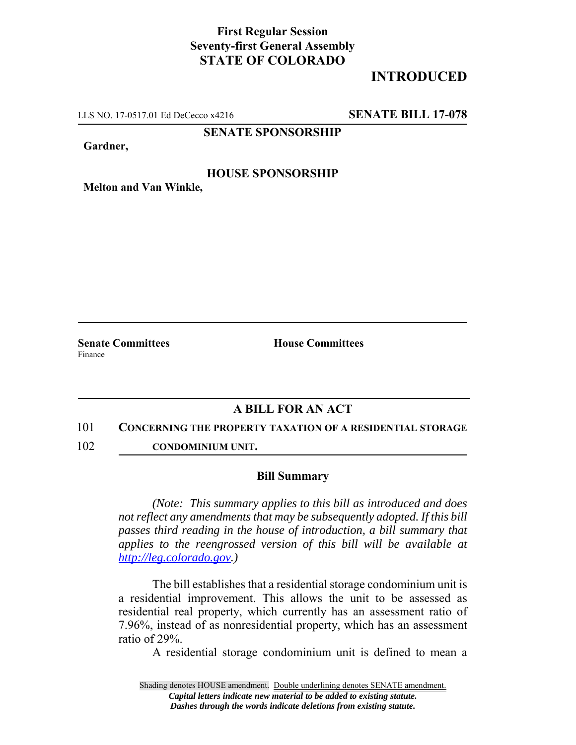**First Regular Session**
**Seventy-first General Assembly**
**STATE OF COLORADO**

# INTRODUCED

LLS NO. 17-0517.01 Ed DeCecco x4216 **SENATE BILL 17-078**

**SENATE SPONSORSHIP**

**Gardner,**

**HOUSE SPONSORSHIP**

**Melton and Van Winkle,**

**Senate Committees**
Finance

**House Committees**

## A BILL FOR AN ACT

101 **CONCERNING THE PROPERTY TAXATION OF A RESIDENTIAL STORAGE**
102 **CONDOMINIUM UNIT.**

### Bill Summary

*(Note: This summary applies to this bill as introduced and does not reflect any amendments that may be subsequently adopted. If this bill passes third reading in the house of introduction, a bill summary that applies to the reengrossed version of this bill will be available at http://leg.colorado.gov.)*

The bill establishes that a residential storage condominium unit is a residential improvement. This allows the unit to be assessed as residential real property, which currently has an assessment ratio of 7.96%, instead of as nonresidential property, which has an assessment ratio of 29%.

A residential storage condominium unit is defined to mean a

Shading denotes HOUSE amendment. Double underlining denotes SENATE amendment.
*Capital letters indicate new material to be added to existing statute.*
*Dashes through the words indicate deletions from existing statute.*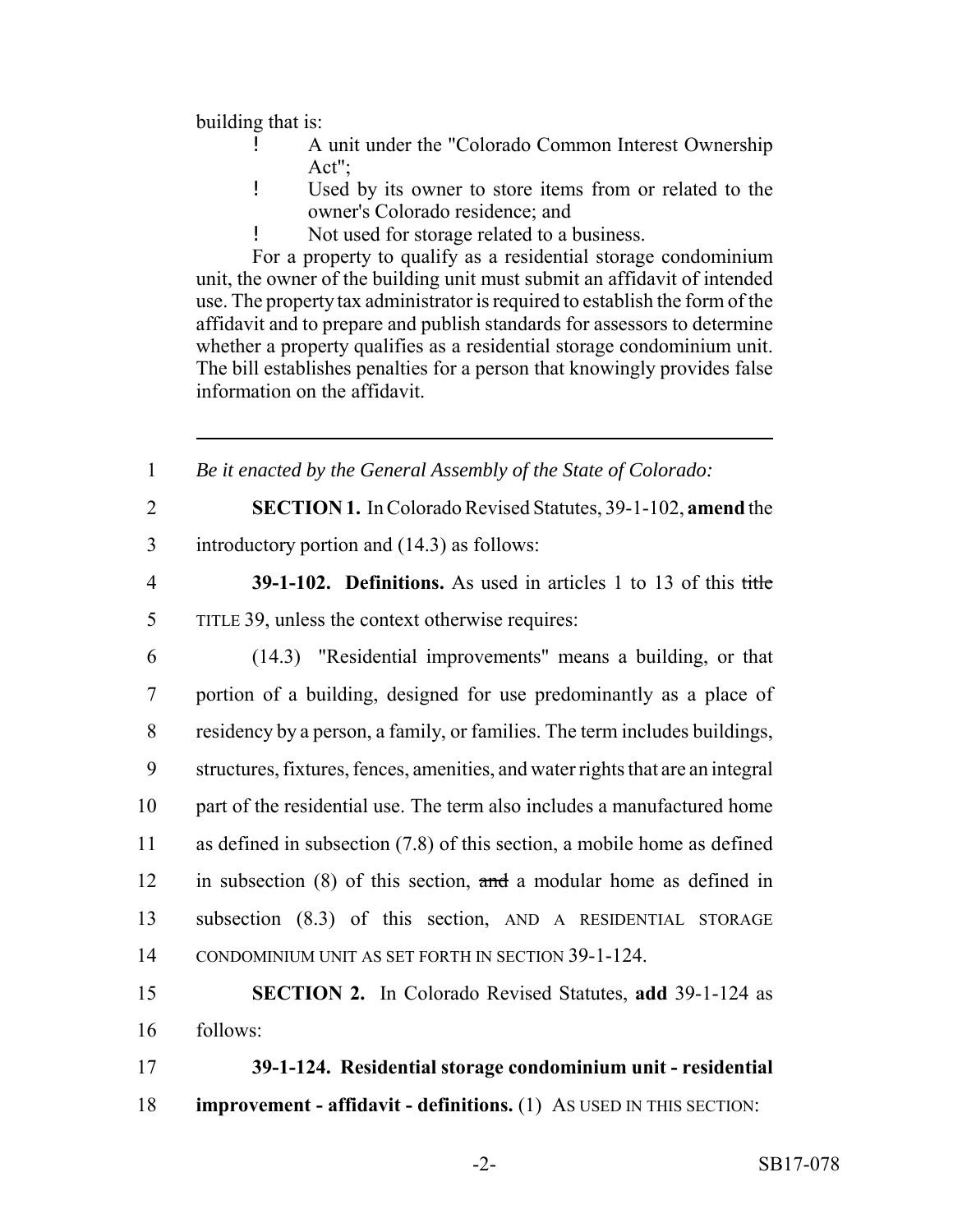building that is:

- A unit under the "Colorado Common Interest Ownership Act";
- Used by its owner to store items from or related to the owner's Colorado residence; and
- Not used for storage related to a business.

For a property to qualify as a residential storage condominium unit, the owner of the building unit must submit an affidavit of intended use. The property tax administrator is required to establish the form of the affidavit and to prepare and publish standards for assessors to determine whether a property qualifies as a residential storage condominium unit. The bill establishes penalties for a person that knowingly provides false information on the affidavit.

---

1 *Be it enacted by the General Assembly of the State of Colorado:*

2 **SECTION 1.** In Colorado Revised Statutes, 39-1-102, **amend** the
3 introductory portion and (14.3) as follows:

4 **39-1-102. Definitions.** As used in articles 1 to 13 of this ~~title~~
5 TITLE 39, unless the context otherwise requires:

6 (14.3) "Residential improvements" means a building, or that
7 portion of a building, designed for use predominantly as a place of
8 residency by a person, a family, or families. The term includes buildings,
9 structures, fixtures, fences, amenities, and water rights that are an integral
10 part of the residential use. The term also includes a manufactured home
11 as defined in subsection (7.8) of this section, a mobile home as defined
12 in subsection (8) of this section, ~~and~~ a modular home as defined in
13 subsection (8.3) of this section, AND A RESIDENTIAL STORAGE
14 CONDOMINIUM UNIT AS SET FORTH IN SECTION 39-1-124.

15 **SECTION 2.** In Colorado Revised Statutes, **add** 39-1-124 as
16 follows:

17 **39-1-124. Residential storage condominium unit - residential**
18 **improvement - affidavit - definitions.** (1) AS USED IN THIS SECTION: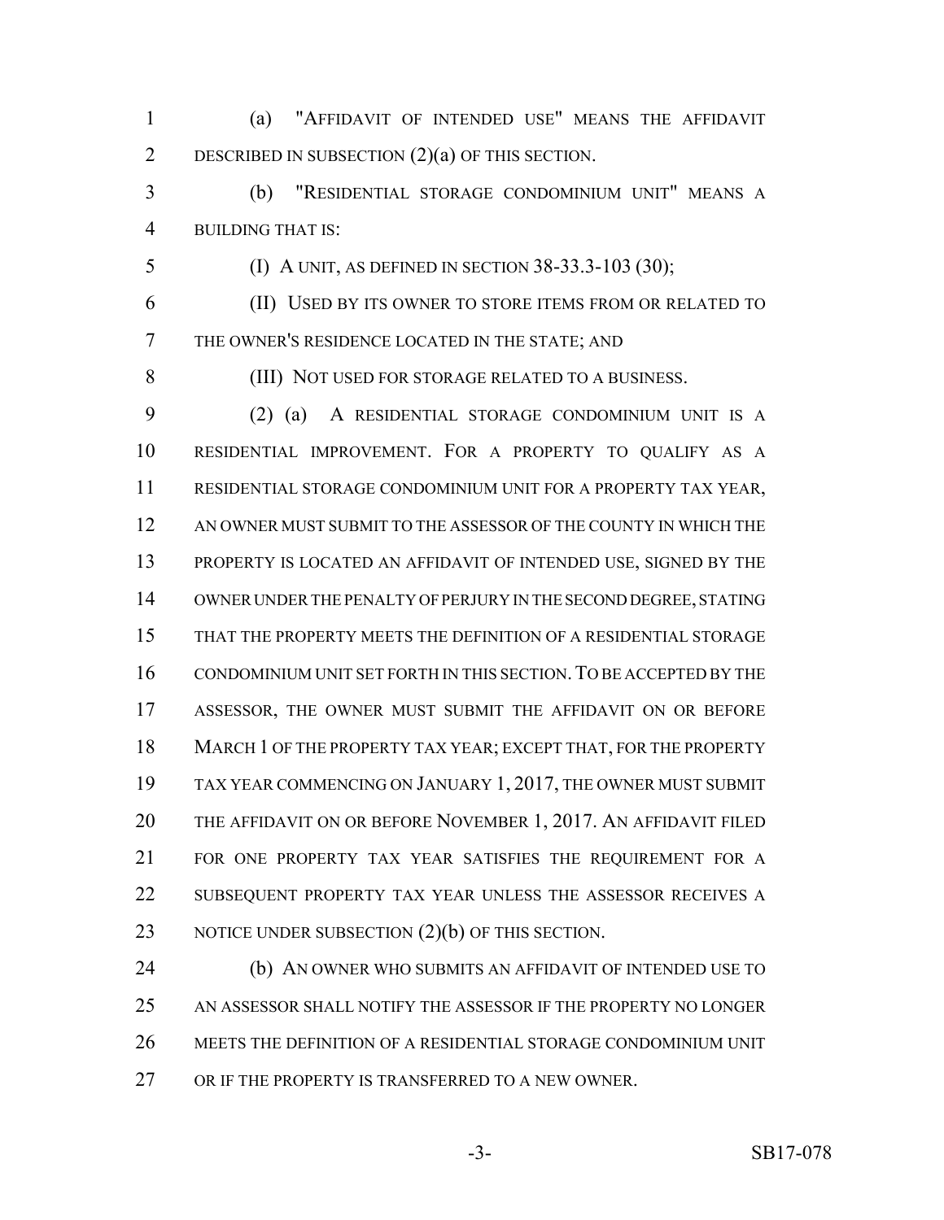(a) "AFFIDAVIT OF INTENDED USE" MEANS THE AFFIDAVIT DESCRIBED IN SUBSECTION (2)(a) OF THIS SECTION.

(b) "RESIDENTIAL STORAGE CONDOMINIUM UNIT" MEANS A BUILDING THAT IS:

(I) A UNIT, AS DEFINED IN SECTION 38-33.3-103 (30);

(II) USED BY ITS OWNER TO STORE ITEMS FROM OR RELATED TO THE OWNER'S RESIDENCE LOCATED IN THE STATE; AND

(III) NOT USED FOR STORAGE RELATED TO A BUSINESS.

(2) (a) A RESIDENTIAL STORAGE CONDOMINIUM UNIT IS A RESIDENTIAL IMPROVEMENT. FOR A PROPERTY TO QUALIFY AS A RESIDENTIAL STORAGE CONDOMINIUM UNIT FOR A PROPERTY TAX YEAR, AN OWNER MUST SUBMIT TO THE ASSESSOR OF THE COUNTY IN WHICH THE PROPERTY IS LOCATED AN AFFIDAVIT OF INTENDED USE, SIGNED BY THE OWNER UNDER THE PENALTY OF PERJURY IN THE SECOND DEGREE, STATING THAT THE PROPERTY MEETS THE DEFINITION OF A RESIDENTIAL STORAGE CONDOMINIUM UNIT SET FORTH IN THIS SECTION. TO BE ACCEPTED BY THE ASSESSOR, THE OWNER MUST SUBMIT THE AFFIDAVIT ON OR BEFORE MARCH 1 OF THE PROPERTY TAX YEAR; EXCEPT THAT, FOR THE PROPERTY TAX YEAR COMMENCING ON JANUARY 1, 2017, THE OWNER MUST SUBMIT THE AFFIDAVIT ON OR BEFORE NOVEMBER 1, 2017. AN AFFIDAVIT FILED FOR ONE PROPERTY TAX YEAR SATISFIES THE REQUIREMENT FOR A SUBSEQUENT PROPERTY TAX YEAR UNLESS THE ASSESSOR RECEIVES A NOTICE UNDER SUBSECTION (2)(b) OF THIS SECTION.

(b) AN OWNER WHO SUBMITS AN AFFIDAVIT OF INTENDED USE TO AN ASSESSOR SHALL NOTIFY THE ASSESSOR IF THE PROPERTY NO LONGER MEETS THE DEFINITION OF A RESIDENTIAL STORAGE CONDOMINIUM UNIT OR IF THE PROPERTY IS TRANSFERRED TO A NEW OWNER.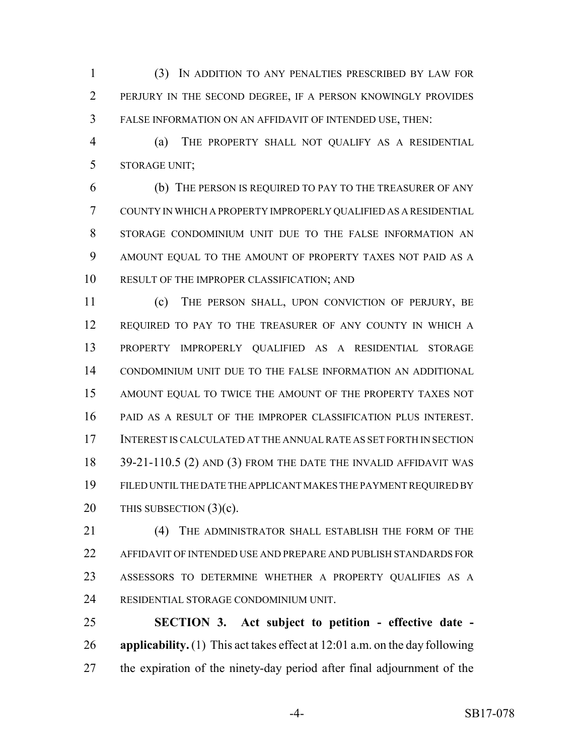(3) IN ADDITION TO ANY PENALTIES PRESCRIBED BY LAW FOR PERJURY IN THE SECOND DEGREE, IF A PERSON KNOWINGLY PROVIDES FALSE INFORMATION ON AN AFFIDAVIT OF INTENDED USE, THEN:

(a) THE PROPERTY SHALL NOT QUALIFY AS A RESIDENTIAL STORAGE UNIT;

(b) THE PERSON IS REQUIRED TO PAY TO THE TREASURER OF ANY COUNTY IN WHICH A PROPERTY IMPROPERLY QUALIFIED AS A RESIDENTIAL STORAGE CONDOMINIUM UNIT DUE TO THE FALSE INFORMATION AN AMOUNT EQUAL TO THE AMOUNT OF PROPERTY TAXES NOT PAID AS A RESULT OF THE IMPROPER CLASSIFICATION; AND

(c) THE PERSON SHALL, UPON CONVICTION OF PERJURY, BE REQUIRED TO PAY TO THE TREASURER OF ANY COUNTY IN WHICH A PROPERTY IMPROPERLY QUALIFIED AS A RESIDENTIAL STORAGE CONDOMINIUM UNIT DUE TO THE FALSE INFORMATION AN ADDITIONAL AMOUNT EQUAL TO TWICE THE AMOUNT OF THE PROPERTY TAXES NOT PAID AS A RESULT OF THE IMPROPER CLASSIFICATION PLUS INTEREST. INTEREST IS CALCULATED AT THE ANNUAL RATE AS SET FORTH IN SECTION 39-21-110.5 (2) AND (3) FROM THE DATE THE INVALID AFFIDAVIT WAS FILED UNTIL THE DATE THE APPLICANT MAKES THE PAYMENT REQUIRED BY THIS SUBSECTION (3)(c).

(4) THE ADMINISTRATOR SHALL ESTABLISH THE FORM OF THE AFFIDAVIT OF INTENDED USE AND PREPARE AND PUBLISH STANDARDS FOR ASSESSORS TO DETERMINE WHETHER A PROPERTY QUALIFIES AS A RESIDENTIAL STORAGE CONDOMINIUM UNIT.

**SECTION 3. Act subject to petition - effective date - applicability.** (1) This act takes effect at 12:01 a.m. on the day following the expiration of the ninety-day period after final adjournment of the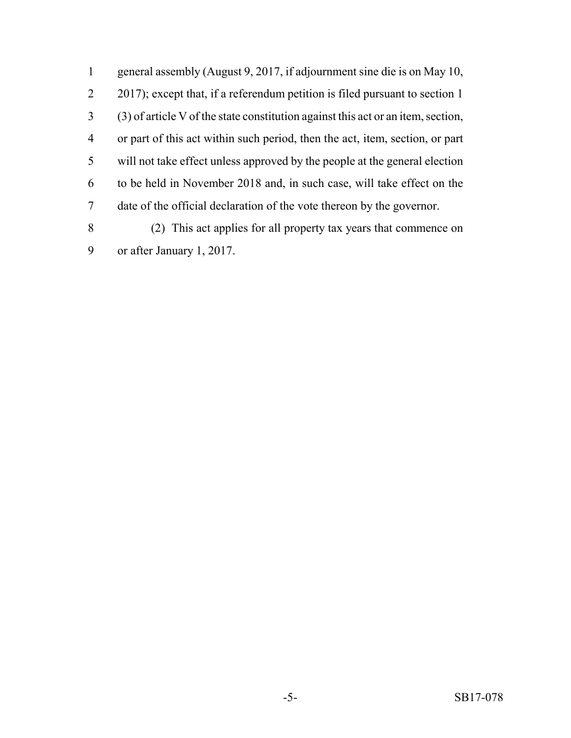general assembly (August 9, 2017, if adjournment sine die is on May 10, 2017); except that, if a referendum petition is filed pursuant to section 1 (3) of article V of the state constitution against this act or an item, section, or part of this act within such period, then the act, item, section, or part will not take effect unless approved by the people at the general election to be held in November 2018 and, in such case, will take effect on the date of the official declaration of the vote thereon by the governor.

(2) This act applies for all property tax years that commence on or after January 1, 2017.